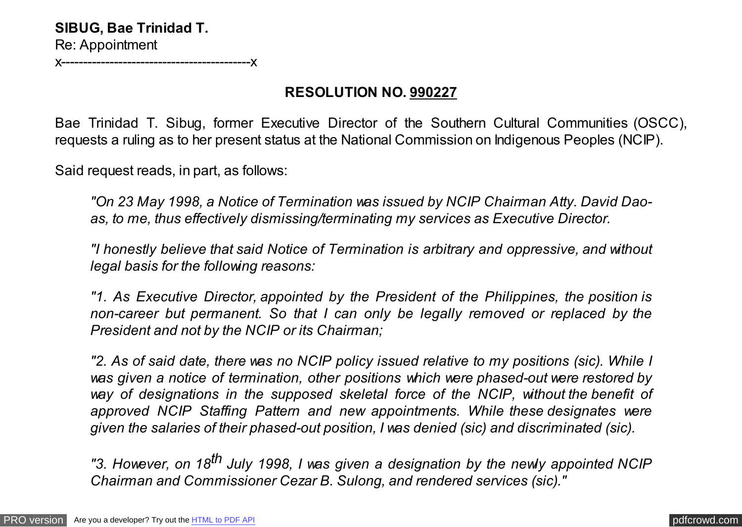**SIBUG, Bae Trinidad T.**
Re: Appointment
x------------------------------------------x

**RESOLUTION NO. 990227**

Bae Trinidad T. Sibug, former Executive Director of the Southern Cultural Communities (OSCC), requests a ruling as to her present status at the National Commission on Indigenous Peoples (NCIP).

Said request reads, in part, as follows:

> *"On 23 May 1998, a Notice of Termination was issued by NCIP Chairman Atty. David Dao-as, to me, thus effectively dismissing/terminating my services as Executive Director.*
>
> *"I honestly believe that said Notice of Termination is arbitrary and oppressive, and without legal basis for the following reasons:*
>
> *"1. As Executive Director, appointed by the President of the Philippines, the position is non-career but permanent. So that I can only be legally removed or replaced by the President and not by the NCIP or its Chairman;*
>
> *"2. As of said date, there was no NCIP policy issued relative to my positions (sic). While I was given a notice of termination, other positions which were phased-out were restored by way of designations in the supposed skeletal force of the NCIP, without the benefit of approved NCIP Staffing Pattern and new appointments. While these designates were given the salaries of their phased-out position, I was denied (sic) and discriminated (sic).*
>
> *"3. However, on 18th July 1998, I was given a designation by the newly appointed NCIP Chairman and Commissioner Cezar B. Sulong, and rendered services (sic)."*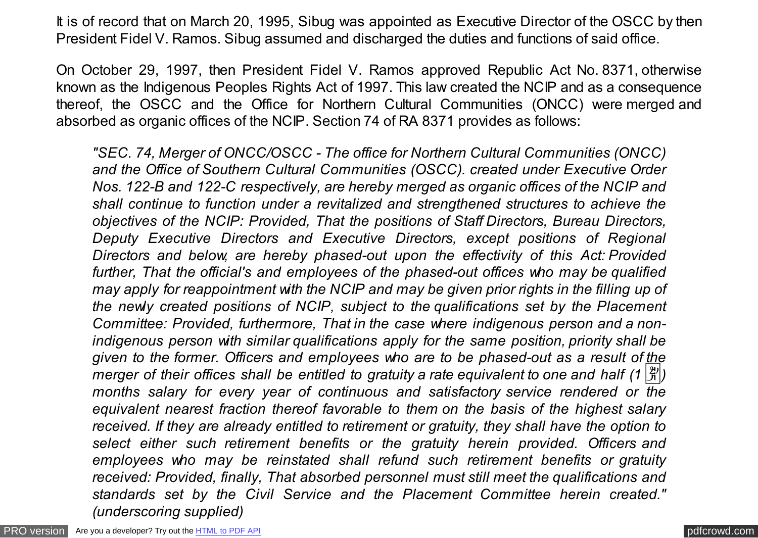It is of record that on March 20, 1995, Sibug was appointed as Executive Director of the OSCC by then President Fidel V. Ramos. Sibug assumed and discharged the duties and functions of said office.

On October 29, 1997, then President Fidel V. Ramos approved Republic Act No. 8371, otherwise known as the Indigenous Peoples Rights Act of 1997. This law created the NCIP and as a consequence thereof, the OSCC and the Office for Northern Cultural Communities (ONCC) were merged and absorbed as organic offices of the NCIP. Section 74 of RA 8371 provides as follows:

> *"SEC. 74, Merger of ONCC/OSCC - The office for Northern Cultural Communities (ONCC) and the Office of Southern Cultural Communities (OSCC). created under Executive Order Nos. 122-B and 122-C respectively, are hereby merged as organic offices of the NCIP and shall continue to function under a revitalized and strengthened structures to achieve the objectives of the NCIP: Provided, That the positions of Staff Directors, Bureau Directors, Deputy Executive Directors and Executive Directors, except positions of Regional Directors and below, are hereby phased-out upon the effectivity of this Act: Provided further, That the official's and employees of the phased-out offices who may be qualified may apply for reappointment with the NCIP and may be given prior rights in the filling up of the newly created positions of NCIP, subject to the qualifications set by the Placement Committee: Provided, furthermore, That in the case where indigenous person and a non-indigenous person with similar qualifications apply for the same position, priority shall be given to the former. Officers and employees who are to be phased-out as a result of the merger of their offices shall be entitled to gratuity a rate equivalent to one and half (1 ½) months salary for every year of continuous and satisfactory service rendered or the equivalent nearest fraction thereof favorable to them on the basis of the highest salary received. If they are already entitled to retirement or gratuity, they shall have the option to select either such retirement benefits or the gratuity herein provided. Officers and employees who may be reinstated shall refund such retirement benefits or gratuity received: Provided, finally, That absorbed personnel must still meet the qualifications and standards set by the Civil Service and the Placement Committee herein created." (underscoring supplied)*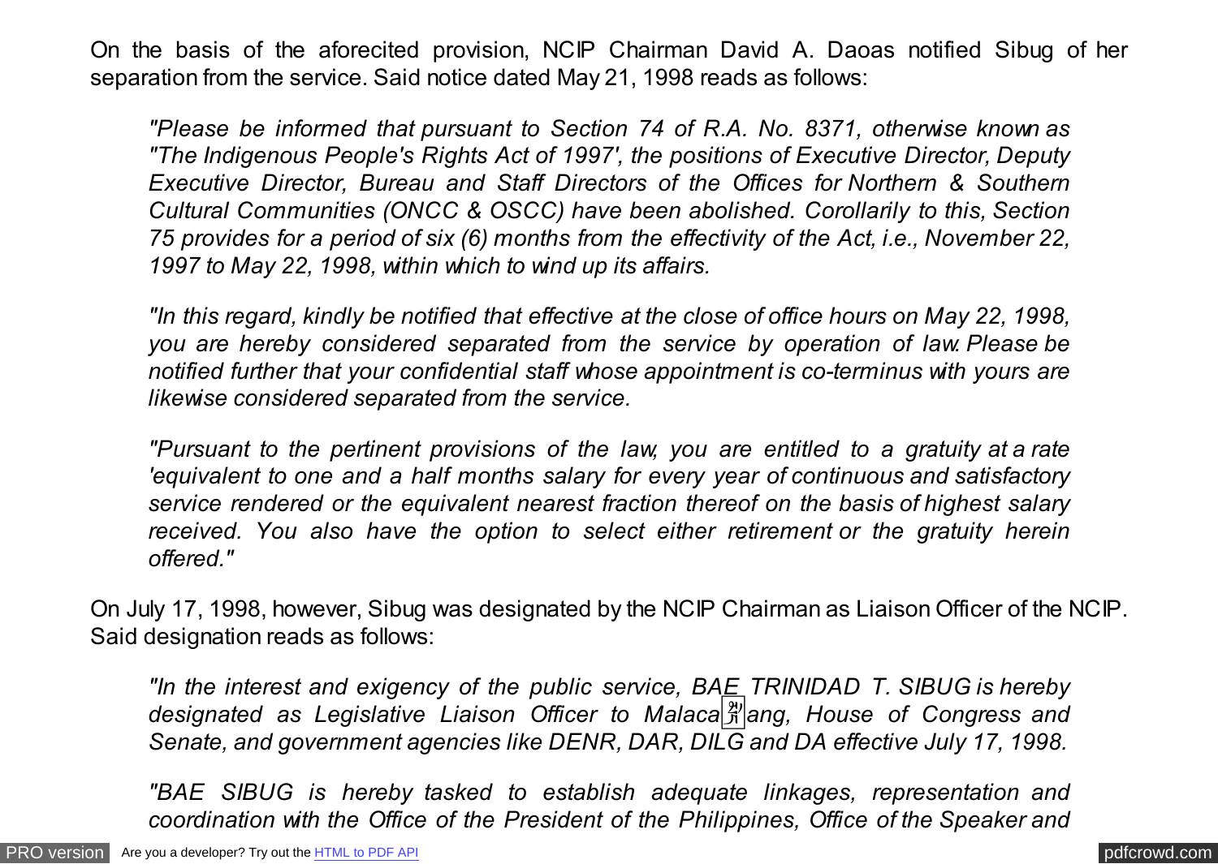On the basis of the aforecited provision, NCIP Chairman David A. Daoas notified Sibug of her separation from the service. Said notice dated May 21, 1998 reads as follows:

> *"Please be informed that pursuant to Section 74 of R.A. No. 8371, otherwise known as "The Indigenous People's Rights Act of 1997', the positions of Executive Director, Deputy Executive Director, Bureau and Staff Directors of the Offices for Northern & Southern Cultural Communities (ONCC & OSCC) have been abolished. Corollarily to this, Section 75 provides for a period of six (6) months from the effectivity of the Act, i.e., November 22, 1997 to May 22, 1998, within which to wind up its affairs.*
>
> *"In this regard, kindly be notified that effective at the close of office hours on May 22, 1998, you are hereby considered separated from the service by operation of law. Please be notified further that your confidential staff whose appointment is co-terminus with yours are likewise considered separated from the service.*
>
> *"Pursuant to the pertinent provisions of the law, you are entitled to a gratuity at a rate 'equivalent to one and a half months salary for every year of continuous and satisfactory service rendered or the equivalent nearest fraction thereof on the basis of highest salary received. You also have the option to select either retirement or the gratuity herein offered."*

On July 17, 1998, however, Sibug was designated by the NCIP Chairman as Liaison Officer of the NCIP. Said designation reads as follows:

> *"In the interest and exigency of the public service, BAE TRINIDAD T. SIBUG is hereby designated as Legislative Liaison Officer to Malacañang, House of Congress and Senate, and government agencies like DENR, DAR, DILG and DA effective July 17, 1998.*
>
> *"BAE SIBUG is hereby tasked to establish adequate linkages, representation and coordination with the Office of the President of the Philippines, Office of the Speaker and*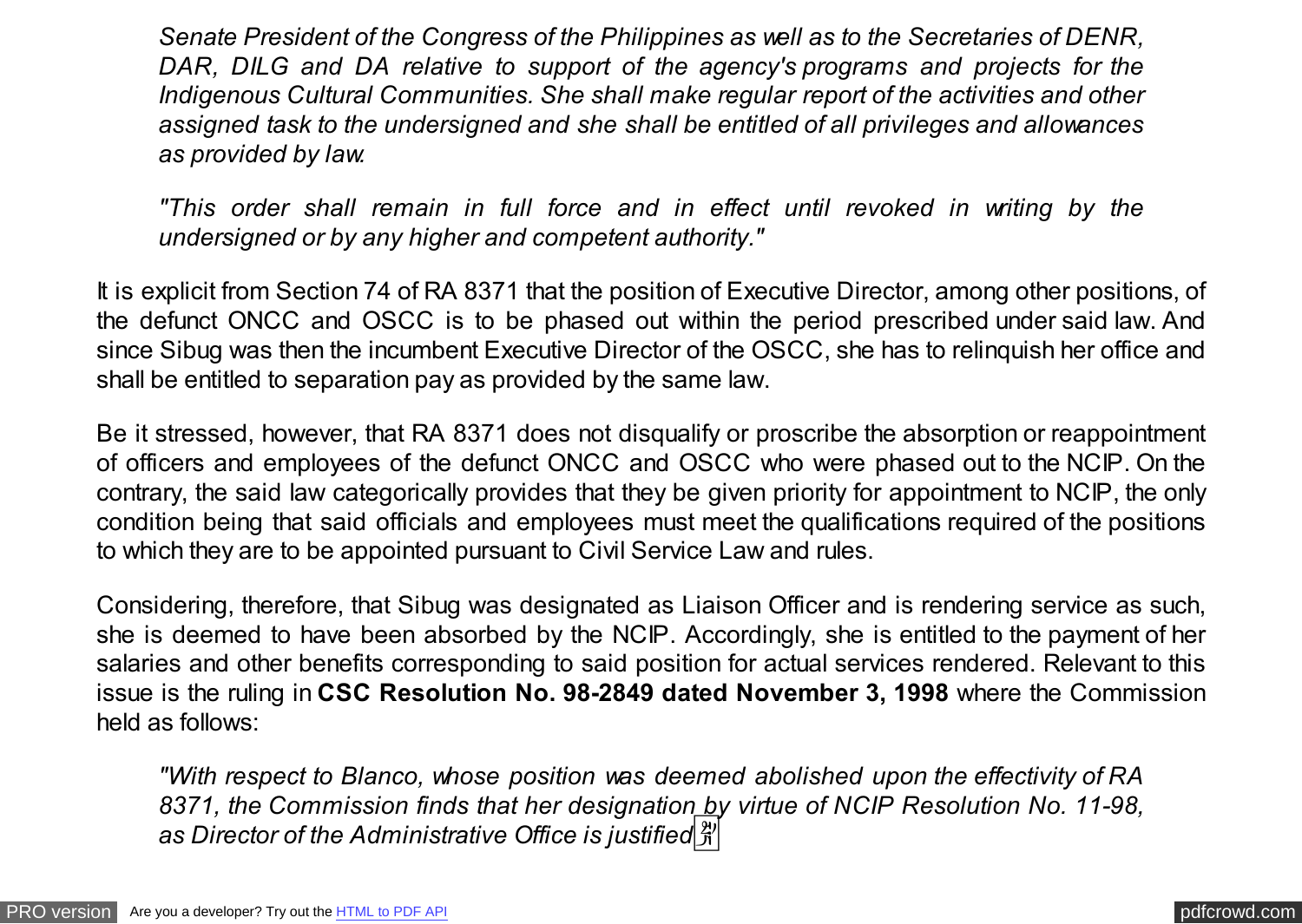*Senate President of the Congress of the Philippines as well as to the Secretaries of DENR, DAR, DILG and DA relative to support of the agency's programs and projects for the Indigenous Cultural Communities. She shall make regular report of the activities and other assigned task to the undersigned and she shall be entitled of all privileges and allowances as provided by law.*

*"This order shall remain in full force and in effect until revoked in writing by the undersigned or by any higher and competent authority."*

It is explicit from Section 74 of RA 8371 that the position of Executive Director, among other positions, of the defunct ONCC and OSCC is to be phased out within the period prescribed under said law. And since Sibug was then the incumbent Executive Director of the OSCC, she has to relinquish her office and shall be entitled to separation pay as provided by the same law.

Be it stressed, however, that RA 8371 does not disqualify or proscribe the absorption or reappointment of officers and employees of the defunct ONCC and OSCC who were phased out to the NCIP. On the contrary, the said law categorically provides that they be given priority for appointment to NCIP, the only condition being that said officials and employees must meet the qualifications required of the positions to which they are to be appointed pursuant to Civil Service Law and rules.

Considering, therefore, that Sibug was designated as Liaison Officer and is rendering service as such, she is deemed to have been absorbed by the NCIP. Accordingly, she is entitled to the payment of her salaries and other benefits corresponding to said position for actual services rendered. Relevant to this issue is the ruling in **CSC Resolution No. 98-2849 dated November 3, 1998** where the Commission held as follows:

*"With respect to Blanco, whose position was deemed abolished upon the effectivity of RA 8371, the Commission finds that her designation by virtue of NCIP Resolution No. 11-98, as Director of the Administrative Office is justified*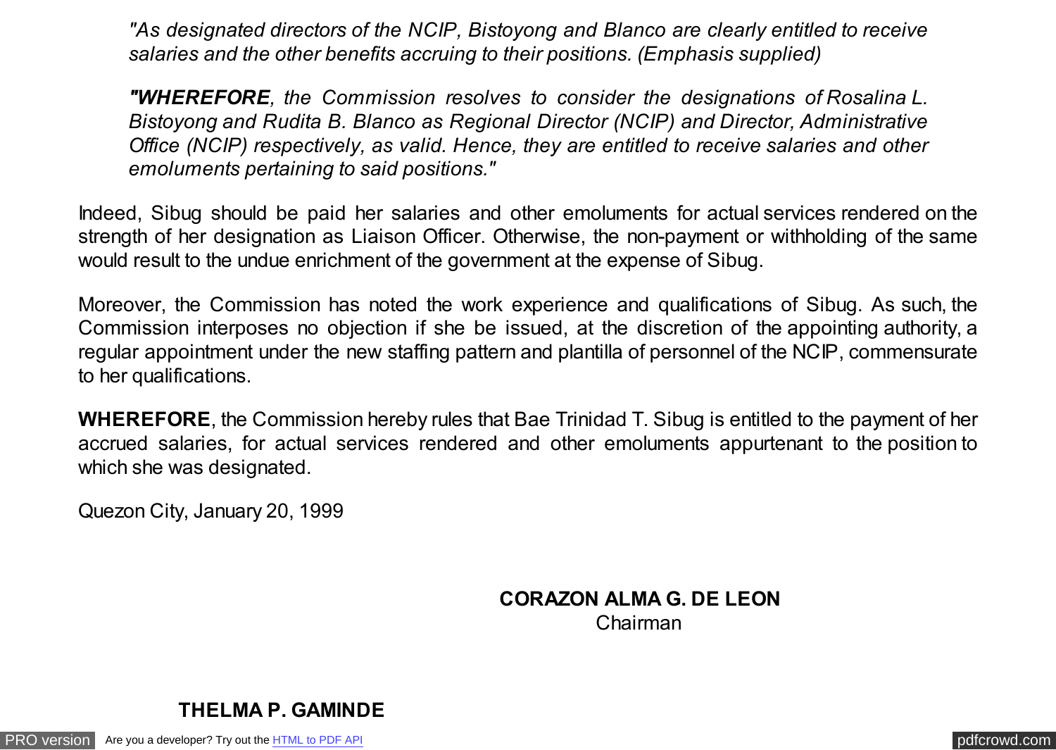> *"As designated directors of the NCIP, Bistoyong and Blanco are clearly entitled to receive salaries and the other benefits accruing to their positions. (Emphasis supplied)*
>
> ***"WHEREFORE****, the Commission resolves to consider the designations of Rosalina L. Bistoyong and Rudita B. Blanco as Regional Director (NCIP) and Director, Administrative Office (NCIP) respectively, as valid. Hence, they are entitled to receive salaries and other emoluments pertaining to said positions."*

Indeed, Sibug should be paid her salaries and other emoluments for actual services rendered on the strength of her designation as Liaison Officer. Otherwise, the non-payment or withholding of the same would result to the undue enrichment of the government at the expense of Sibug.

Moreover, the Commission has noted the work experience and qualifications of Sibug. As such, the Commission interposes no objection if she be issued, at the discretion of the appointing authority, a regular appointment under the new staffing pattern and plantilla of personnel of the NCIP, commensurate to her qualifications.

**WHEREFORE**, the Commission hereby rules that Bae Trinidad T. Sibug is entitled to the payment of her accrued salaries, for actual services rendered and other emoluments appurtenant to the position to which she was designated.

Quezon City, January 20, 1999

**CORAZON ALMA G. DE LEON**
Chairman

**THELMA P. GAMINDE**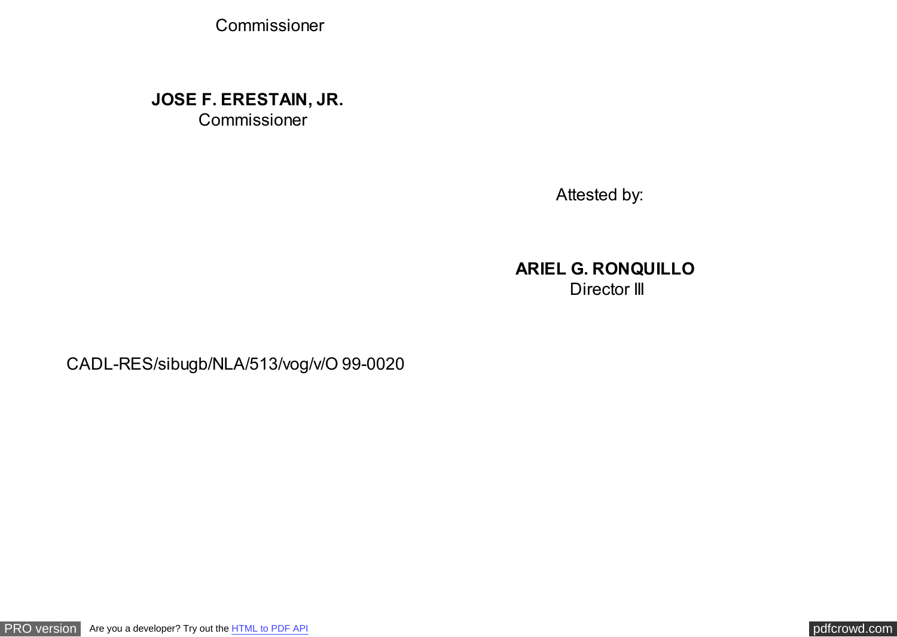Commissioner

**JOSE F. ERESTAIN, JR.**
Commissioner

Attested by:

**ARIEL G. RONQUILLO**
Director III

CADL-RES/sibugb/NLA/513/vog/v/O 99-0020